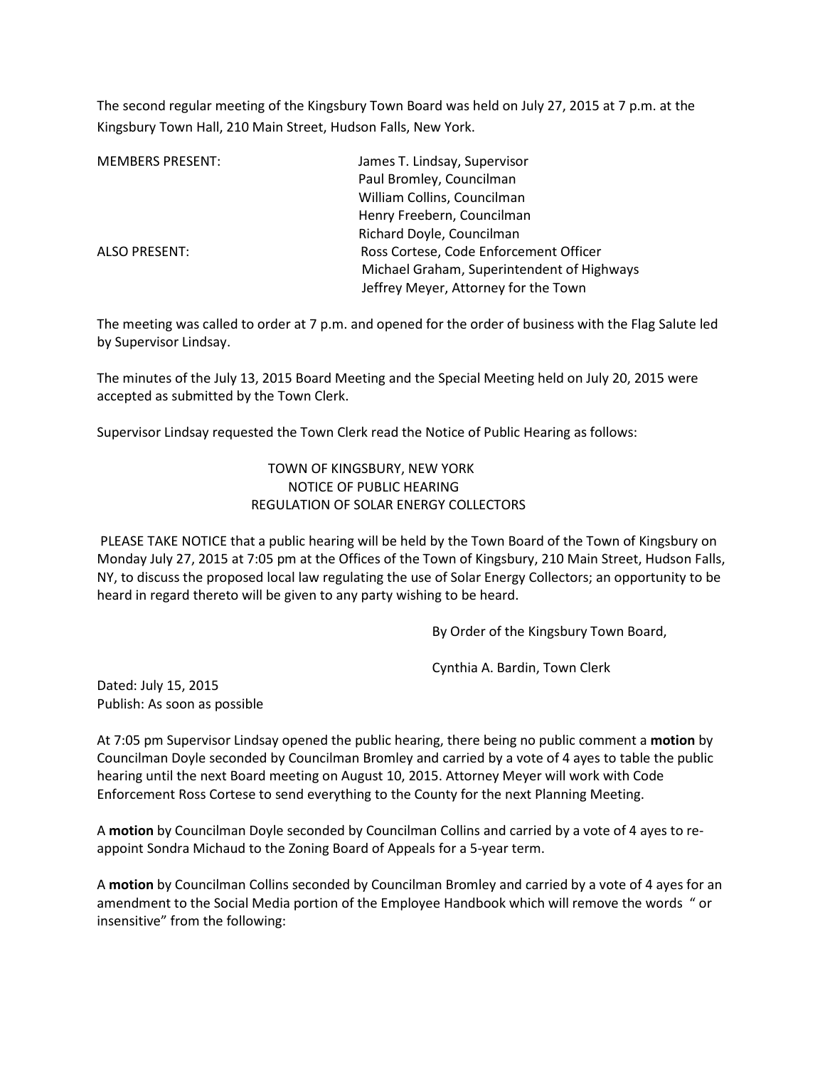The second regular meeting of the Kingsbury Town Board was held on July 27, 2015 at 7 p.m. at the Kingsbury Town Hall, 210 Main Street, Hudson Falls, New York.

| | |
|---|---|
| MEMBERS PRESENT: | James T. Lindsay, Supervisor |
| | Paul Bromley, Councilman |
| | William Collins, Councilman |
| | Henry Freebern, Councilman |
| | Richard Doyle, Councilman |
| ALSO PRESENT: | Ross Cortese, Code Enforcement Officer |
| | Michael Graham, Superintendent of Highways |
| | Jeffrey Meyer, Attorney for the Town |

The meeting was called to order at 7 p.m. and opened for the order of business with the Flag Salute led by Supervisor Lindsay.

The minutes of the July 13, 2015 Board Meeting and the Special Meeting held on July 20, 2015 were accepted as submitted by the Town Clerk.

Supervisor Lindsay requested the Town Clerk read the Notice of Public Hearing as follows:

TOWN OF KINGSBURY, NEW YORK
NOTICE OF PUBLIC HEARING
REGULATION OF SOLAR ENERGY COLLECTORS

PLEASE TAKE NOTICE that a public hearing will be held by the Town Board of the Town of Kingsbury on Monday July 27, 2015 at 7:05 pm at the Offices of the Town of Kingsbury, 210 Main Street, Hudson Falls, NY, to discuss the proposed local law regulating the use of Solar Energy Collectors; an opportunity to be heard in regard thereto will be given to any party wishing to be heard.

By Order of the Kingsbury Town Board,

Cynthia A. Bardin, Town Clerk

Dated: July 15, 2015
Publish: As soon as possible

At 7:05 pm Supervisor Lindsay opened the public hearing, there being no public comment a **motion** by Councilman Doyle seconded by Councilman Bromley and carried by a vote of 4 ayes to table the public hearing until the next Board meeting on August 10, 2015. Attorney Meyer will work with Code Enforcement Ross Cortese to send everything to the County for the next Planning Meeting.

A **motion** by Councilman Doyle seconded by Councilman Collins and carried by a vote of 4 ayes to re-appoint Sondra Michaud to the Zoning Board of Appeals for a 5-year term.

A **motion** by Councilman Collins seconded by Councilman Bromley and carried by a vote of 4 ayes for an amendment to the Social Media portion of the Employee Handbook which will remove the words " or insensitive" from the following: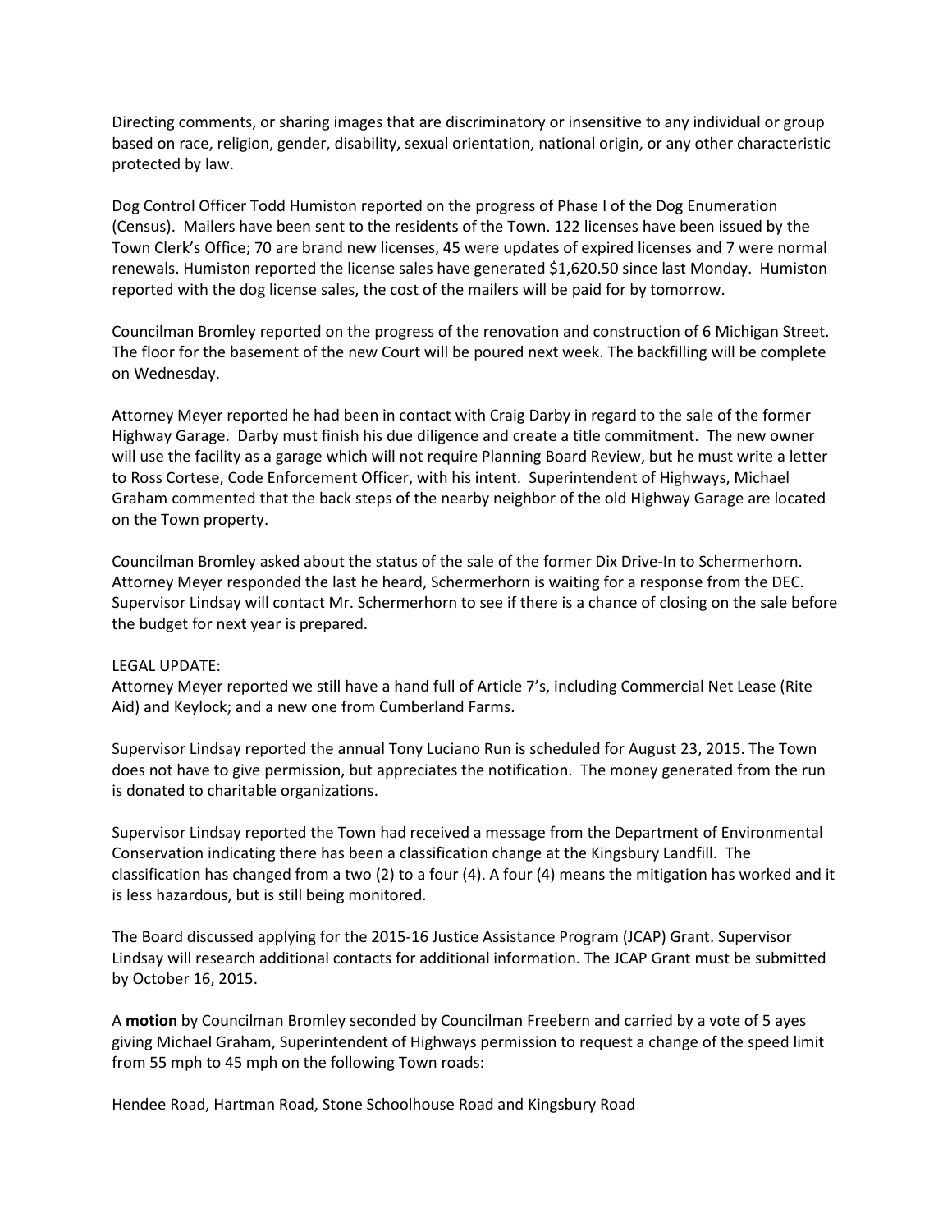Directing comments, or sharing images that are discriminatory or insensitive to any individual or group based on race, religion, gender, disability, sexual orientation, national origin, or any other characteristic protected by law.

Dog Control Officer Todd Humiston reported on the progress of Phase I of the Dog Enumeration (Census). Mailers have been sent to the residents of the Town. 122 licenses have been issued by the Town Clerk's Office; 70 are brand new licenses, 45 were updates of expired licenses and 7 were normal renewals. Humiston reported the license sales have generated $1,620.50 since last Monday. Humiston reported with the dog license sales, the cost of the mailers will be paid for by tomorrow.

Councilman Bromley reported on the progress of the renovation and construction of 6 Michigan Street. The floor for the basement of the new Court will be poured next week. The backfilling will be complete on Wednesday.

Attorney Meyer reported he had been in contact with Craig Darby in regard to the sale of the former Highway Garage. Darby must finish his due diligence and create a title commitment. The new owner will use the facility as a garage which will not require Planning Board Review, but he must write a letter to Ross Cortese, Code Enforcement Officer, with his intent. Superintendent of Highways, Michael Graham commented that the back steps of the nearby neighbor of the old Highway Garage are located on the Town property.

Councilman Bromley asked about the status of the sale of the former Dix Drive-In to Schermerhorn. Attorney Meyer responded the last he heard, Schermerhorn is waiting for a response from the DEC. Supervisor Lindsay will contact Mr. Schermerhorn to see if there is a chance of closing on the sale before the budget for next year is prepared.

LEGAL UPDATE:
Attorney Meyer reported we still have a hand full of Article 7's, including Commercial Net Lease (Rite Aid) and Keylock; and a new one from Cumberland Farms.

Supervisor Lindsay reported the annual Tony Luciano Run is scheduled for August 23, 2015. The Town does not have to give permission, but appreciates the notification. The money generated from the run is donated to charitable organizations.

Supervisor Lindsay reported the Town had received a message from the Department of Environmental Conservation indicating there has been a classification change at the Kingsbury Landfill. The classification has changed from a two (2) to a four (4). A four (4) means the mitigation has worked and it is less hazardous, but is still being monitored.

The Board discussed applying for the 2015-16 Justice Assistance Program (JCAP) Grant. Supervisor Lindsay will research additional contacts for additional information. The JCAP Grant must be submitted by October 16, 2015.

A **motion** by Councilman Bromley seconded by Councilman Freebern and carried by a vote of 5 ayes giving Michael Graham, Superintendent of Highways permission to request a change of the speed limit from 55 mph to 45 mph on the following Town roads:

Hendee Road, Hartman Road, Stone Schoolhouse Road and Kingsbury Road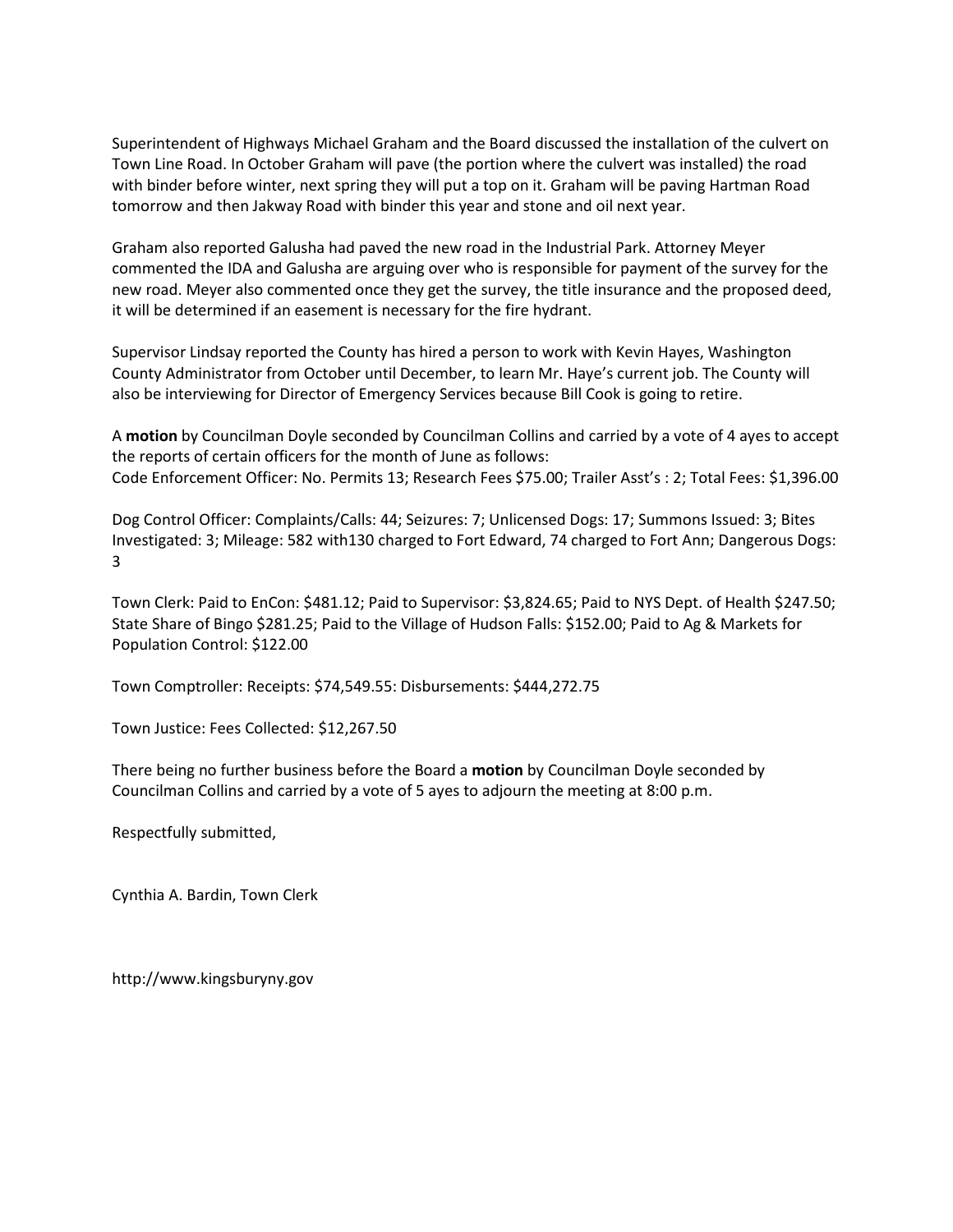Superintendent of Highways Michael Graham and the Board discussed the installation of the culvert on Town Line Road. In October Graham will pave (the portion where the culvert was installed) the road with binder before winter, next spring they will put a top on it. Graham will be paving Hartman Road tomorrow and then Jakway Road with binder this year and stone and oil next year.

Graham also reported Galusha had paved the new road in the Industrial Park. Attorney Meyer commented the IDA and Galusha are arguing over who is responsible for payment of the survey for the new road. Meyer also commented once they get the survey, the title insurance and the proposed deed, it will be determined if an easement is necessary for the fire hydrant.

Supervisor Lindsay reported the County has hired a person to work with Kevin Hayes, Washington County Administrator from October until December, to learn Mr. Haye's current job. The County will also be interviewing for Director of Emergency Services because Bill Cook is going to retire.

A **motion** by Councilman Doyle seconded by Councilman Collins and carried by a vote of 4 ayes to accept the reports of certain officers for the month of June as follows:
Code Enforcement Officer: No. Permits 13; Research Fees $75.00; Trailer Asst's : 2; Total Fees: $1,396.00

Dog Control Officer: Complaints/Calls: 44; Seizures: 7; Unlicensed Dogs: 17; Summons Issued: 3; Bites Investigated: 3; Mileage: 582 with130 charged to Fort Edward, 74 charged to Fort Ann; Dangerous Dogs: 3

Town Clerk: Paid to EnCon: $481.12; Paid to Supervisor: $3,824.65; Paid to NYS Dept. of Health $247.50; State Share of Bingo $281.25; Paid to the Village of Hudson Falls: $152.00; Paid to Ag & Markets for Population Control: $122.00

Town Comptroller: Receipts: $74,549.55: Disbursements: $444,272.75

Town Justice: Fees Collected: $12,267.50

There being no further business before the Board a **motion** by Councilman Doyle seconded by Councilman Collins and carried by a vote of 5 ayes to adjourn the meeting at 8:00 p.m.

Respectfully submitted,

Cynthia A. Bardin, Town Clerk

http://www.kingsburyny.gov